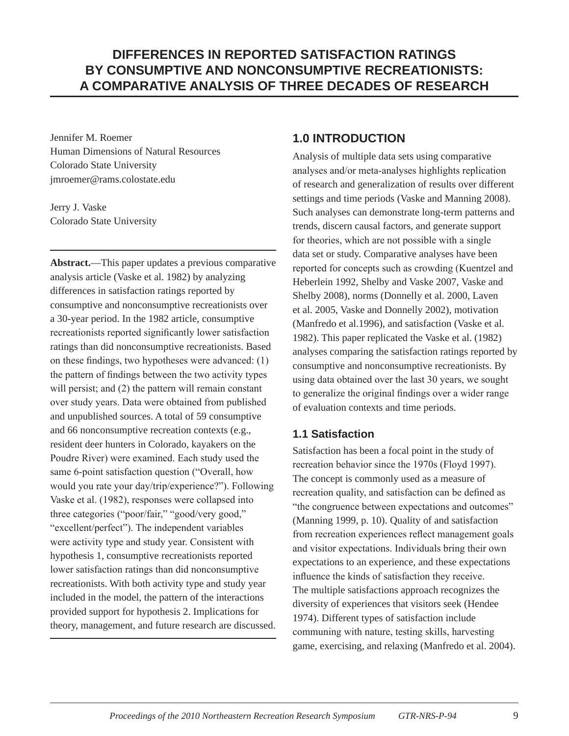# DIFFERENCES IN REPORTED SATISFACTION RATINGS BY CONSUMPTIVE AND NONCONSUMPTIVE RECREATIONISTS: A COMPARATIVE ANALYSIS OF THREE DECADES OF RESEARCH

Jennifer M. Roemer
Human Dimensions of Natural Resources
Colorado State University
jmroemer@rams.colostate.edu

Jerry J. Vaske
Colorado State University

**Abstract.**—This paper updates a previous comparative analysis article (Vaske et al. 1982) by analyzing differences in satisfaction ratings reported by consumptive and nonconsumptive recreationists over a 30-year period. In the 1982 article, consumptive recreationists reported significantly lower satisfaction ratings than did nonconsumptive recreationists. Based on these findings, two hypotheses were advanced: (1) the pattern of findings between the two activity types will persist; and (2) the pattern will remain constant over study years. Data were obtained from published and unpublished sources. A total of 59 consumptive and 66 nonconsumptive recreation contexts (e.g., resident deer hunters in Colorado, kayakers on the Poudre River) were examined. Each study used the same 6-point satisfaction question ("Overall, how would you rate your day/trip/experience?"). Following Vaske et al. (1982), responses were collapsed into three categories ("poor/fair," "good/very good," "excellent/perfect"). The independent variables were activity type and study year. Consistent with hypothesis 1, consumptive recreationists reported lower satisfaction ratings than did nonconsumptive recreationists. With both activity type and study year included in the model, the pattern of the interactions provided support for hypothesis 2. Implications for theory, management, and future research are discussed.

## 1.0 INTRODUCTION

Analysis of multiple data sets using comparative analyses and/or meta-analyses highlights replication of research and generalization of results over different settings and time periods (Vaske and Manning 2008). Such analyses can demonstrate long-term patterns and trends, discern causal factors, and generate support for theories, which are not possible with a single data set or study. Comparative analyses have been reported for concepts such as crowding (Kuentzel and Heberlein 1992, Shelby and Vaske 2007, Vaske and Shelby 2008), norms (Donnelly et al. 2000, Laven et al. 2005, Vaske and Donnelly 2002), motivation (Manfredo et al.1996), and satisfaction (Vaske et al. 1982). This paper replicated the Vaske et al. (1982) analyses comparing the satisfaction ratings reported by consumptive and nonconsumptive recreationists. By using data obtained over the last 30 years, we sought to generalize the original findings over a wider range of evaluation contexts and time periods.

### 1.1 Satisfaction

Satisfaction has been a focal point in the study of recreation behavior since the 1970s (Floyd 1997). The concept is commonly used as a measure of recreation quality, and satisfaction can be defined as "the congruence between expectations and outcomes" (Manning 1999, p. 10). Quality of and satisfaction from recreation experiences reflect management goals and visitor expectations. Individuals bring their own expectations to an experience, and these expectations influence the kinds of satisfaction they receive. The multiple satisfactions approach recognizes the diversity of experiences that visitors seek (Hendee 1974). Different types of satisfaction include communing with nature, testing skills, harvesting game, exercising, and relaxing (Manfredo et al. 2004).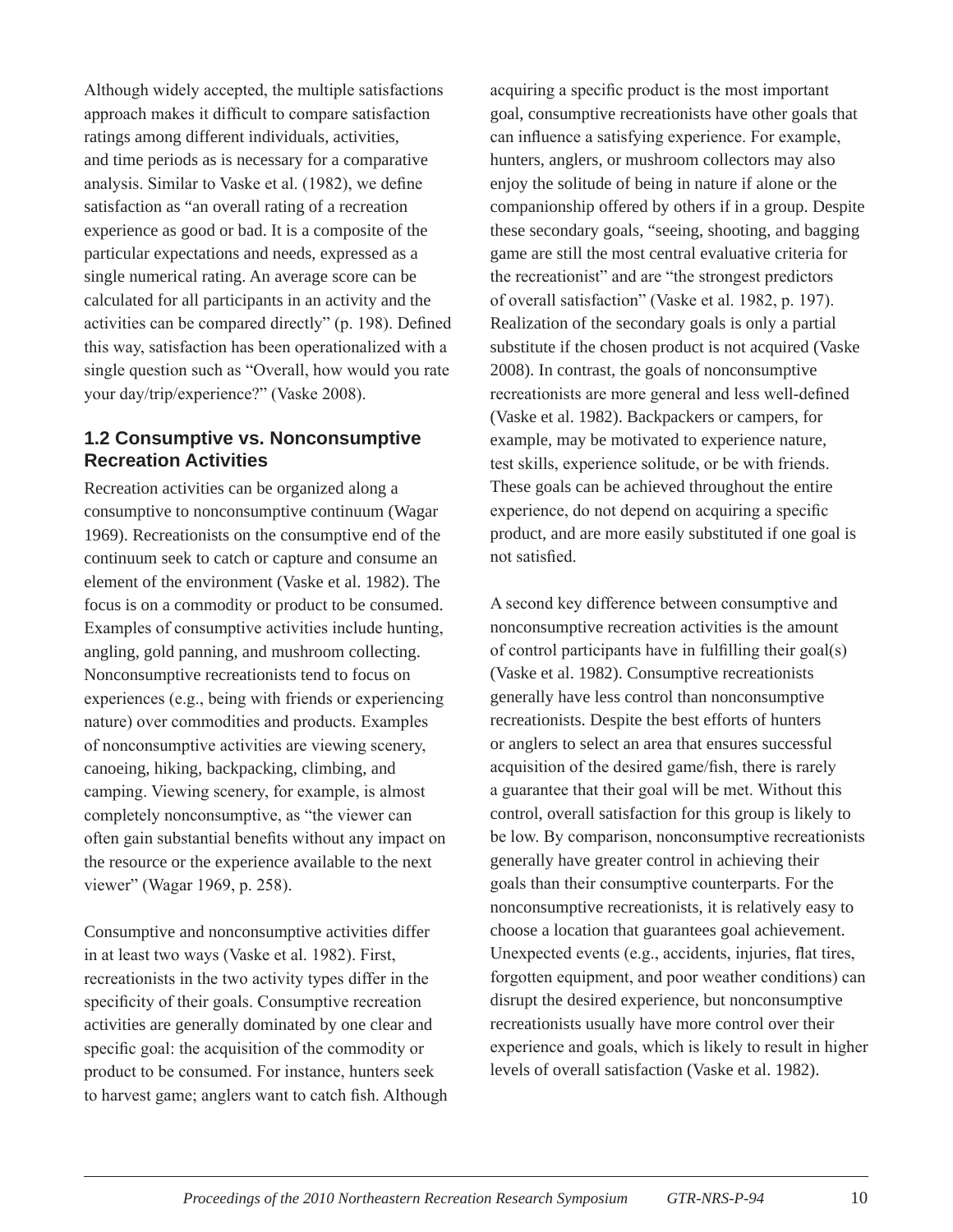Although widely accepted, the multiple satisfactions approach makes it difficult to compare satisfaction ratings among different individuals, activities, and time periods as is necessary for a comparative analysis. Similar to Vaske et al. (1982), we define satisfaction as "an overall rating of a recreation experience as good or bad. It is a composite of the particular expectations and needs, expressed as a single numerical rating. An average score can be calculated for all participants in an activity and the activities can be compared directly" (p. 198). Defined this way, satisfaction has been operationalized with a single question such as "Overall, how would you rate your day/trip/experience?" (Vaske 2008).

## 1.2 Consumptive vs. Nonconsumptive Recreation Activities

Recreation activities can be organized along a consumptive to nonconsumptive continuum (Wagar 1969). Recreationists on the consumptive end of the continuum seek to catch or capture and consume an element of the environment (Vaske et al. 1982). The focus is on a commodity or product to be consumed. Examples of consumptive activities include hunting, angling, gold panning, and mushroom collecting. Nonconsumptive recreationists tend to focus on experiences (e.g., being with friends or experiencing nature) over commodities and products. Examples of nonconsumptive activities are viewing scenery, canoeing, hiking, backpacking, climbing, and camping. Viewing scenery, for example, is almost completely nonconsumptive, as "the viewer can often gain substantial benefits without any impact on the resource or the experience available to the next viewer" (Wagar 1969, p. 258).

Consumptive and nonconsumptive activities differ in at least two ways (Vaske et al. 1982). First, recreationists in the two activity types differ in the specificity of their goals. Consumptive recreation activities are generally dominated by one clear and specific goal: the acquisition of the commodity or product to be consumed. For instance, hunters seek to harvest game; anglers want to catch fish. Although acquiring a specific product is the most important goal, consumptive recreationists have other goals that can influence a satisfying experience. For example, hunters, anglers, or mushroom collectors may also enjoy the solitude of being in nature if alone or the companionship offered by others if in a group. Despite these secondary goals, "seeing, shooting, and bagging game are still the most central evaluative criteria for the recreationist" and are "the strongest predictors of overall satisfaction" (Vaske et al. 1982, p. 197). Realization of the secondary goals is only a partial substitute if the chosen product is not acquired (Vaske 2008). In contrast, the goals of nonconsumptive recreationists are more general and less well-defined (Vaske et al. 1982). Backpackers or campers, for example, may be motivated to experience nature, test skills, experience solitude, or be with friends. These goals can be achieved throughout the entire experience, do not depend on acquiring a specific product, and are more easily substituted if one goal is not satisfied.

A second key difference between consumptive and nonconsumptive recreation activities is the amount of control participants have in fulfilling their goal(s) (Vaske et al. 1982). Consumptive recreationists generally have less control than nonconsumptive recreationists. Despite the best efforts of hunters or anglers to select an area that ensures successful acquisition of the desired game/fish, there is rarely a guarantee that their goal will be met. Without this control, overall satisfaction for this group is likely to be low. By comparison, nonconsumptive recreationists generally have greater control in achieving their goals than their consumptive counterparts. For the nonconsumptive recreationists, it is relatively easy to choose a location that guarantees goal achievement. Unexpected events (e.g., accidents, injuries, flat tires, forgotten equipment, and poor weather conditions) can disrupt the desired experience, but nonconsumptive recreationists usually have more control over their experience and goals, which is likely to result in higher levels of overall satisfaction (Vaske et al. 1982).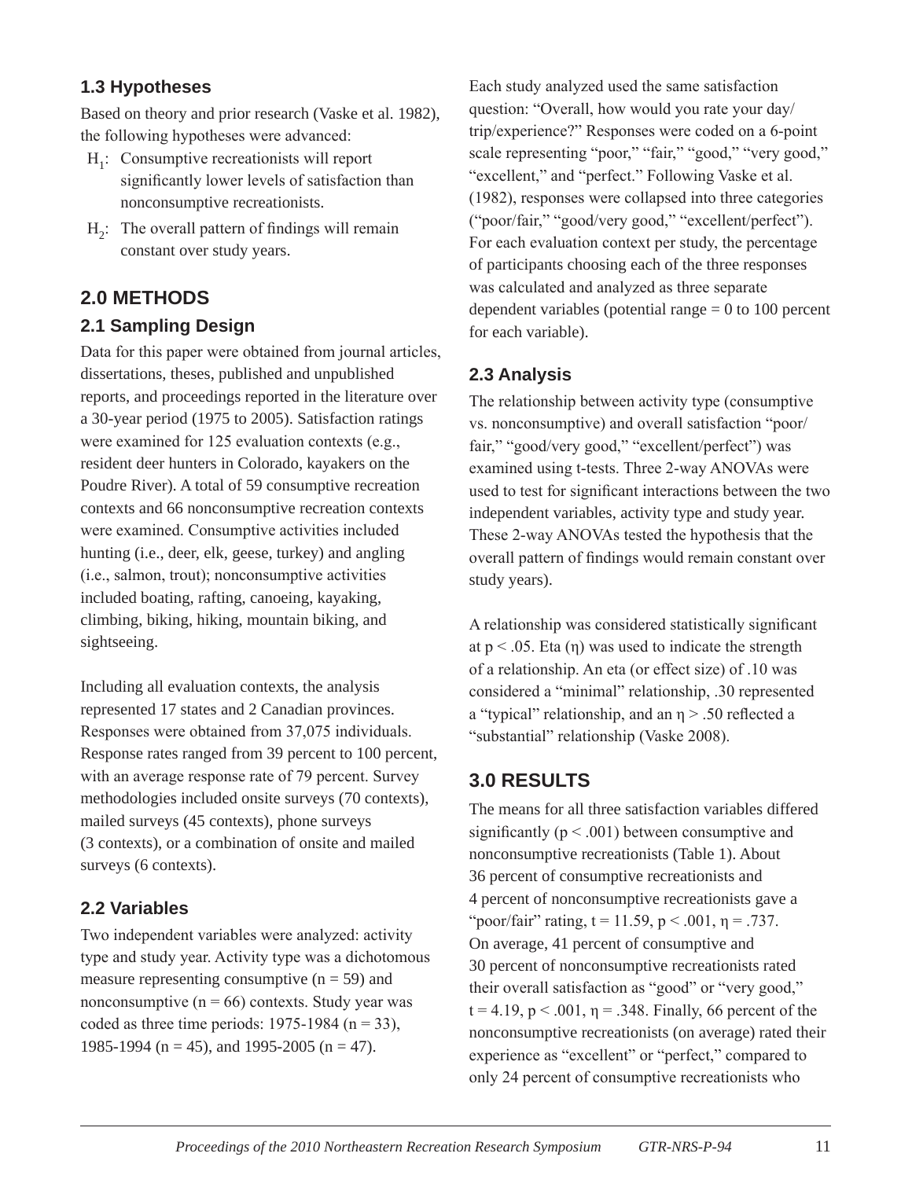### 1.3 Hypotheses

Based on theory and prior research (Vaske et al. 1982), the following hypotheses were advanced:

- $H_1$: Consumptive recreationists will report significantly lower levels of satisfaction than nonconsumptive recreationists.
- $H_2$: The overall pattern of findings will remain constant over study years.

## 2.0 METHODS

### 2.1 Sampling Design

Data for this paper were obtained from journal articles, dissertations, theses, published and unpublished reports, and proceedings reported in the literature over a 30-year period (1975 to 2005). Satisfaction ratings were examined for 125 evaluation contexts (e.g., resident deer hunters in Colorado, kayakers on the Poudre River). A total of 59 consumptive recreation contexts and 66 nonconsumptive recreation contexts were examined. Consumptive activities included hunting (i.e., deer, elk, geese, turkey) and angling (i.e., salmon, trout); nonconsumptive activities included boating, rafting, canoeing, kayaking, climbing, biking, hiking, mountain biking, and sightseeing.

Including all evaluation contexts, the analysis represented 17 states and 2 Canadian provinces. Responses were obtained from 37,075 individuals. Response rates ranged from 39 percent to 100 percent, with an average response rate of 79 percent. Survey methodologies included onsite surveys (70 contexts), mailed surveys (45 contexts), phone surveys (3 contexts), or a combination of onsite and mailed surveys (6 contexts).

### 2.2 Variables

Two independent variables were analyzed: activity type and study year. Activity type was a dichotomous measure representing consumptive ($n = 59$) and nonconsumptive ($n = 66$) contexts. Study year was coded as three time periods: 1975-1984 ($n = 33$), 1985-1994 ($n = 45$), and 1995-2005 ($n = 47$).

Each study analyzed used the same satisfaction question: "Overall, how would you rate your day/trip/experience?" Responses were coded on a 6-point scale representing "poor," "fair," "good," "very good," "excellent," and "perfect." Following Vaske et al. (1982), responses were collapsed into three categories ("poor/fair," "good/very good," "excellent/perfect"). For each evaluation context per study, the percentage of participants choosing each of the three responses was calculated and analyzed as three separate dependent variables (potential range = 0 to 100 percent for each variable).

### 2.3 Analysis

The relationship between activity type (consumptive vs. nonconsumptive) and overall satisfaction "poor/fair," "good/very good," "excellent/perfect") was examined using t-tests. Three 2-way ANOVAs were used to test for significant interactions between the two independent variables, activity type and study year. These 2-way ANOVAs tested the hypothesis that the overall pattern of findings would remain constant over study years.

A relationship was considered statistically significant at $p < .05$. Eta ($\eta$) was used to indicate the strength of a relationship. An eta (or effect size) of .10 was considered a "minimal" relationship, .30 represented a "typical" relationship, and an $\eta > .50$ reflected a "substantial" relationship (Vaske 2008).

## 3.0 RESULTS

The means for all three satisfaction variables differed significantly ($p < .001$) between consumptive and nonconsumptive recreationists (Table 1). About 36 percent of consumptive recreationists and 4 percent of nonconsumptive recreationists gave a "poor/fair" rating, $t = 11.59$, $p < .001$, $\eta = .737$. On average, 41 percent of consumptive and 30 percent of nonconsumptive recreationists rated their overall satisfaction as "good" or "very good," $t = 4.19$, $p < .001$, $\eta = .348$. Finally, 66 percent of the nonconsumptive recreationists (on average) rated their experience as "excellent" or "perfect," compared to only 24 percent of consumptive recreationists who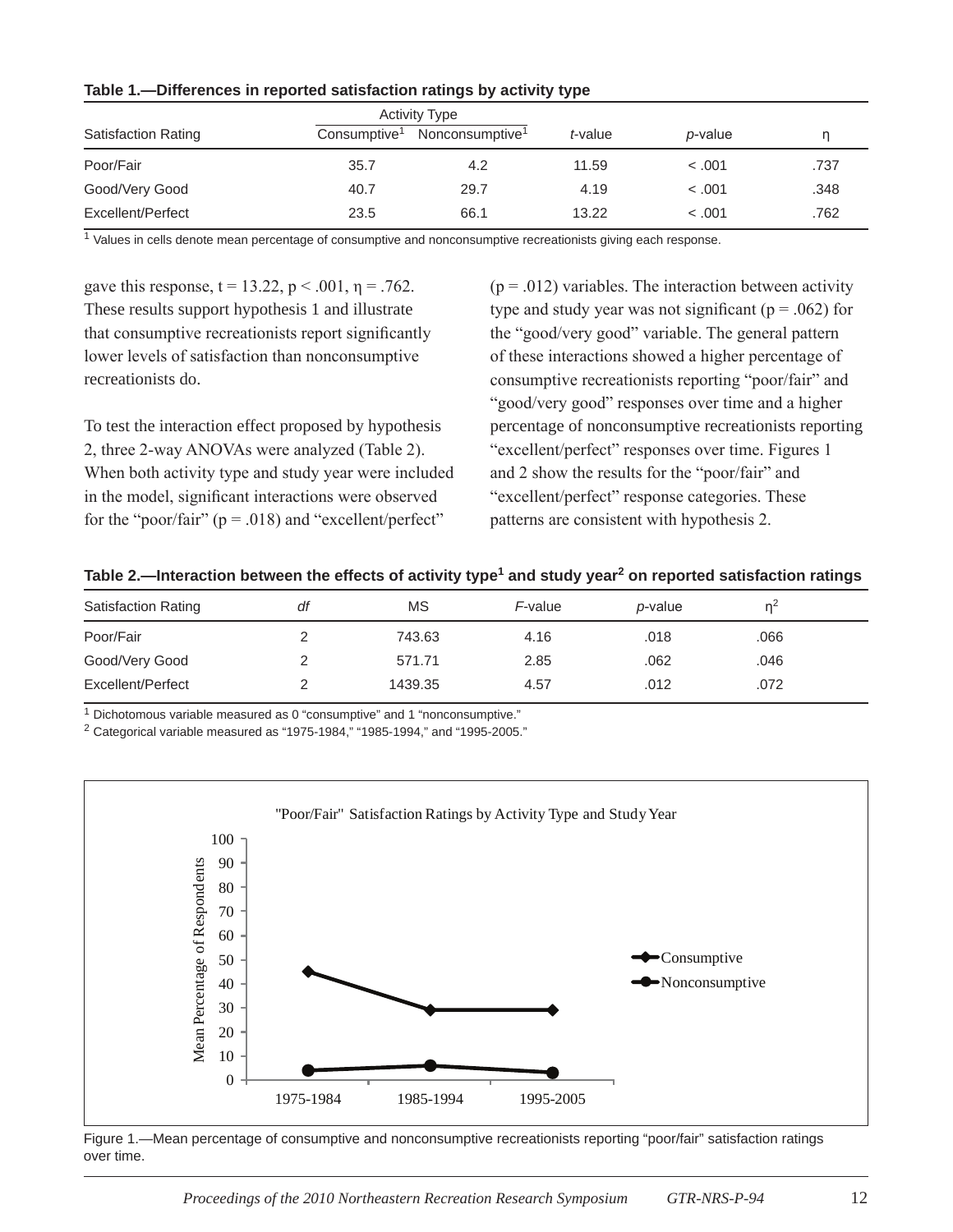**Table 1.—Differences in reported satisfaction ratings by activity type**

| Satisfaction Rating | Activity Type | | *t*-value | *p*-value | η |
|---|---|---|---|---|---|
| | Consumptive[1] | Nonconsumptive[1] | | | |
| Poor/Fair | 35.7 | 4.2 | 11.59 | < .001 | .737 |
| Good/Very Good | 40.7 | 29.7 | 4.19 | < .001 | .348 |
| Excellent/Perfect | 23.5 | 66.1 | 13.22 | < .001 | .762 |

[1] Values in cells denote mean percentage of consumptive and nonconsumptive recreationists giving each response.

gave this response, $t = 13.22$, $p < .001$, $\eta = .762$. These results support hypothesis 1 and illustrate that consumptive recreationists report significantly lower levels of satisfaction than nonconsumptive recreationists do.

To test the interaction effect proposed by hypothesis 2, three 2-way ANOVAs were analyzed (Table 2). When both activity type and study year were included in the model, significant interactions were observed for the "poor/fair" ($p = .018$) and "excellent/perfect" ($p = .012$) variables. The interaction between activity type and study year was not significant ($p = .062$) for the "good/very good" variable. The general pattern of these interactions showed a higher percentage of consumptive recreationists reporting "poor/fair" and "good/very good" responses over time and a higher percentage of nonconsumptive recreationists reporting "excellent/perfect" responses over time. Figures 1 and 2 show the results for the "poor/fair" and "excellent/perfect" response categories. These patterns are consistent with hypothesis 2.

**Table 2.—Interaction between the effects of activity type[1] and study year[2] on reported satisfaction ratings**

| Satisfaction Rating | *df* | MS | *F*-value | *p*-value | $\eta^2$ |
|---|---|---|---|---|---|
| Poor/Fair | 2 | 743.63 | 4.16 | .018 | .066 |
| Good/Very Good | 2 | 571.71 | 2.85 | .062 | .046 |
| Excellent/Perfect | 2 | 1439.35 | 4.57 | .012 | .072 |

[1] Dichotomous variable measured as 0 "consumptive" and 1 "nonconsumptive."
[2] Categorical variable measured as "1975-1984," "1985-1994," and "1995-2005."

Figure 1.—Mean percentage of consumptive and nonconsumptive recreationists reporting "poor/fair" satisfaction ratings over time.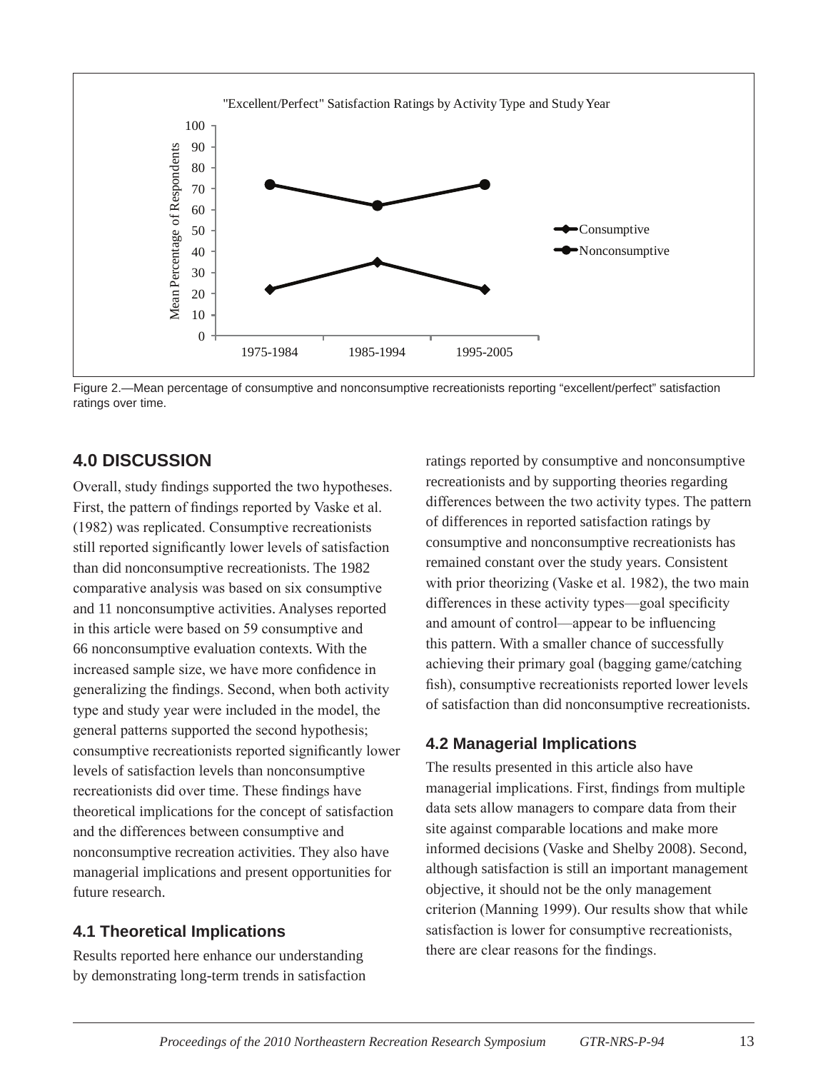Figure 2.—Mean percentage of consumptive and nonconsumptive recreationists reporting “excellent/perfect” satisfaction ratings over time.

## 4.0 DISCUSSION

Overall, study findings supported the two hypotheses. First, the pattern of findings reported by Vaske et al. (1982) was replicated. Consumptive recreationists still reported significantly lower levels of satisfaction than did nonconsumptive recreationists. The 1982 comparative analysis was based on six consumptive and 11 nonconsumptive activities. Analyses reported in this article were based on 59 consumptive and 66 nonconsumptive evaluation contexts. With the increased sample size, we have more confidence in generalizing the findings. Second, when both activity type and study year were included in the model, the general patterns supported the second hypothesis; consumptive recreationists reported significantly lower levels of satisfaction levels than nonconsumptive recreationists did over time. These findings have theoretical implications for the concept of satisfaction and the differences between consumptive and nonconsumptive recreation activities. They also have managerial implications and present opportunities for future research.

### 4.1 Theoretical Implications

Results reported here enhance our understanding by demonstrating long-term trends in satisfaction ratings reported by consumptive and nonconsumptive recreationists and by supporting theories regarding differences between the two activity types. The pattern of differences in reported satisfaction ratings by consumptive and nonconsumptive recreationists has remained constant over the study years. Consistent with prior theorizing (Vaske et al. 1982), the two main differences in these activity types—goal specificity and amount of control—appear to be influencing this pattern. With a smaller chance of successfully achieving their primary goal (bagging game/catching fish), consumptive recreationists reported lower levels of satisfaction than did nonconsumptive recreationists.

### 4.2 Managerial Implications

The results presented in this article also have managerial implications. First, findings from multiple data sets allow managers to compare data from their site against comparable locations and make more informed decisions (Vaske and Shelby 2008). Second, although satisfaction is still an important management objective, it should not be the only management criterion (Manning 1999). Our results show that while satisfaction is lower for consumptive recreationists, there are clear reasons for the findings.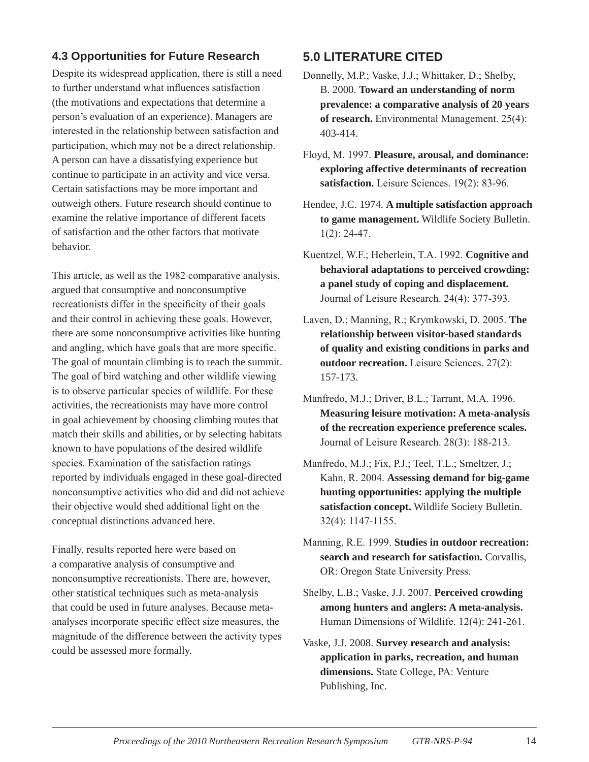### 4.3 Opportunities for Future Research

Despite its widespread application, there is still a need to further understand what influences satisfaction (the motivations and expectations that determine a person's evaluation of an experience). Managers are interested in the relationship between satisfaction and participation, which may not be a direct relationship. A person can have a dissatisfying experience but continue to participate in an activity and vice versa. Certain satisfactions may be more important and outweigh others. Future research should continue to examine the relative importance of different facets of satisfaction and the other factors that motivate behavior.

This article, as well as the 1982 comparative analysis, argued that consumptive and nonconsumptive recreationists differ in the specificity of their goals and their control in achieving these goals. However, there are some nonconsumptive activities like hunting and angling, which have goals that are more specific. The goal of mountain climbing is to reach the summit. The goal of bird watching and other wildlife viewing is to observe particular species of wildlife. For these activities, the recreationists may have more control in goal achievement by choosing climbing routes that match their skills and abilities, or by selecting habitats known to have populations of the desired wildlife species. Examination of the satisfaction ratings reported by individuals engaged in these goal-directed nonconsumptive activities who did and did not achieve their objective would shed additional light on the conceptual distinctions advanced here.

Finally, results reported here were based on a comparative analysis of consumptive and nonconsumptive recreationists. There are, however, other statistical techniques such as meta-analysis that could be used in future analyses. Because meta-analyses incorporate specific effect size measures, the magnitude of the difference between the activity types could be assessed more formally.

## 5.0 LITERATURE CITED

Donnelly, M.P.; Vaske, J.J.; Whittaker, D.; Shelby, B. 2000. **Toward an understanding of norm prevalence: a comparative analysis of 20 years of research.** Environmental Management. 25(4): 403-414.

Floyd, M. 1997. **Pleasure, arousal, and dominance: exploring affective determinants of recreation satisfaction.** Leisure Sciences. 19(2): 83-96.

Hendee, J.C. 1974. **A multiple satisfaction approach to game management.** Wildlife Society Bulletin. 1(2): 24-47.

Kuentzel, W.F.; Heberlein, T.A. 1992. **Cognitive and behavioral adaptations to perceived crowding: a panel study of coping and displacement.** Journal of Leisure Research. 24(4): 377-393.

Laven, D.; Manning, R.; Krymkowski, D. 2005. **The relationship between visitor-based standards of quality and existing conditions in parks and outdoor recreation.** Leisure Sciences. 27(2): 157-173.

Manfredo, M.J.; Driver, B.L.; Tarrant, M.A. 1996. **Measuring leisure motivation: A meta-analysis of the recreation experience preference scales.** Journal of Leisure Research. 28(3): 188-213.

Manfredo, M.J.; Fix, P.J.; Teel, T.L.; Smeltzer, J.; Kahn, R. 2004. **Assessing demand for big-game hunting opportunities: applying the multiple satisfaction concept.** Wildlife Society Bulletin. 32(4): 1147-1155.

Manning, R.E. 1999. **Studies in outdoor recreation: search and research for satisfaction.** Corvallis, OR: Oregon State University Press.

Shelby, L.B.; Vaske, J.J. 2007. **Perceived crowding among hunters and anglers: A meta-analysis.** Human Dimensions of Wildlife. 12(4): 241-261.

Vaske, J.J. 2008. **Survey research and analysis: application in parks, recreation, and human dimensions.** State College, PA: Venture Publishing, Inc.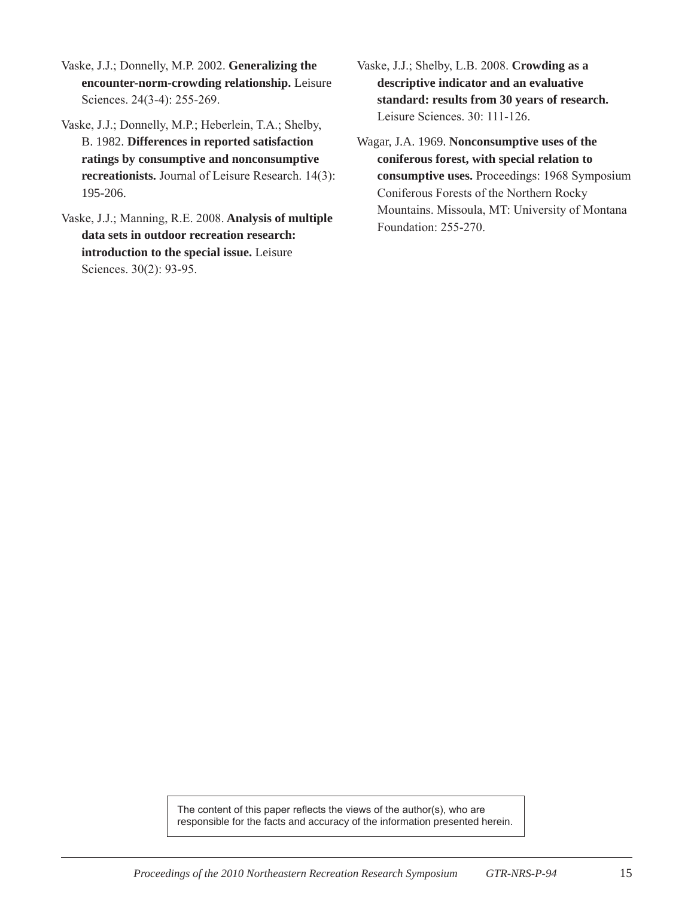Vaske, J.J.; Donnelly, M.P. 2002. **Generalizing the encounter-norm-crowding relationship.** Leisure Sciences. 24(3-4): 255-269.

Vaske, J.J.; Donnelly, M.P.; Heberlein, T.A.; Shelby, B. 1982. **Differences in reported satisfaction ratings by consumptive and nonconsumptive recreationists.** Journal of Leisure Research. 14(3): 195-206.

Vaske, J.J.; Manning, R.E. 2008. **Analysis of multiple data sets in outdoor recreation research: introduction to the special issue.** Leisure Sciences. 30(2): 93-95.

Vaske, J.J.; Shelby, L.B. 2008. **Crowding as a descriptive indicator and an evaluative standard: results from 30 years of research.** Leisure Sciences. 30: 111-126.

Wagar, J.A. 1969. **Nonconsumptive uses of the coniferous forest, with special relation to consumptive uses.** Proceedings: 1968 Symposium Coniferous Forests of the Northern Rocky Mountains. Missoula, MT: University of Montana Foundation: 255-270.

The content of this paper reflects the views of the author(s), who are responsible for the facts and accuracy of the information presented herein.